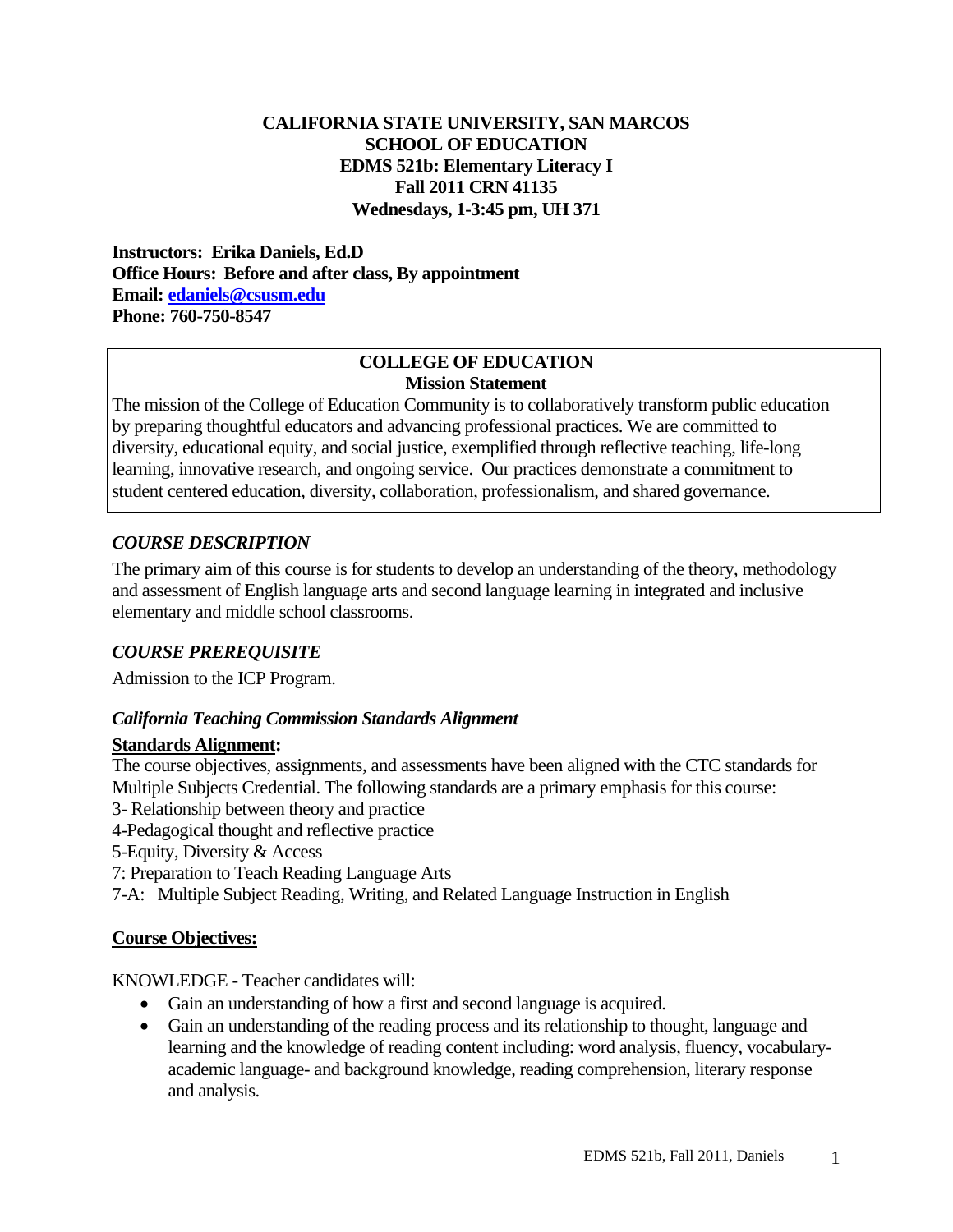**CALIFORNIA STATE UNIVERSITY, SAN MARCOS**
**SCHOOL OF EDUCATION**
**EDMS 521b: Elementary Literacy I**
**Fall 2011 CRN 41135**
**Wednesdays, 1-3:45 pm, UH 371**

**Instructors: Erika Daniels, Ed.D**
**Office Hours: Before and after class, By appointment**
**Email: [edaniels@csusm.edu](mailto:edaniels@csusm.edu)**
**Phone: 760-750-8547**

**COLLEGE OF EDUCATION**
**Mission Statement**

The mission of the College of Education Community is to collaboratively transform public education by preparing thoughtful educators and advancing professional practices. We are committed to diversity, educational equity, and social justice, exemplified through reflective teaching, life-long learning, innovative research, and ongoing service. Our practices demonstrate a commitment to student centered education, diversity, collaboration, professionalism, and shared governance.

### *COURSE DESCRIPTION*

The primary aim of this course is for students to develop an understanding of the theory, methodology and assessment of English language arts and second language learning in integrated and inclusive elementary and middle school classrooms.

### *COURSE PREREQUISITE*

Admission to the ICP Program.

#### *California Teaching Commission Standards Alignment*

**Standards Alignment:**

The course objectives, assignments, and assessments have been aligned with the CTC standards for Multiple Subjects Credential. The following standards are a primary emphasis for this course:

3- Relationship between theory and practice
4-Pedagogical thought and reflective practice
5-Equity, Diversity & Access
7: Preparation to Teach Reading Language Arts
7-A: Multiple Subject Reading, Writing, and Related Language Instruction in English

**Course Objectives:**

KNOWLEDGE - Teacher candidates will:

- Gain an understanding of how a first and second language is acquired.
- Gain an understanding of the reading process and its relationship to thought, language and learning and the knowledge of reading content including: word analysis, fluency, vocabulary-academic language- and background knowledge, reading comprehension, literary response and analysis.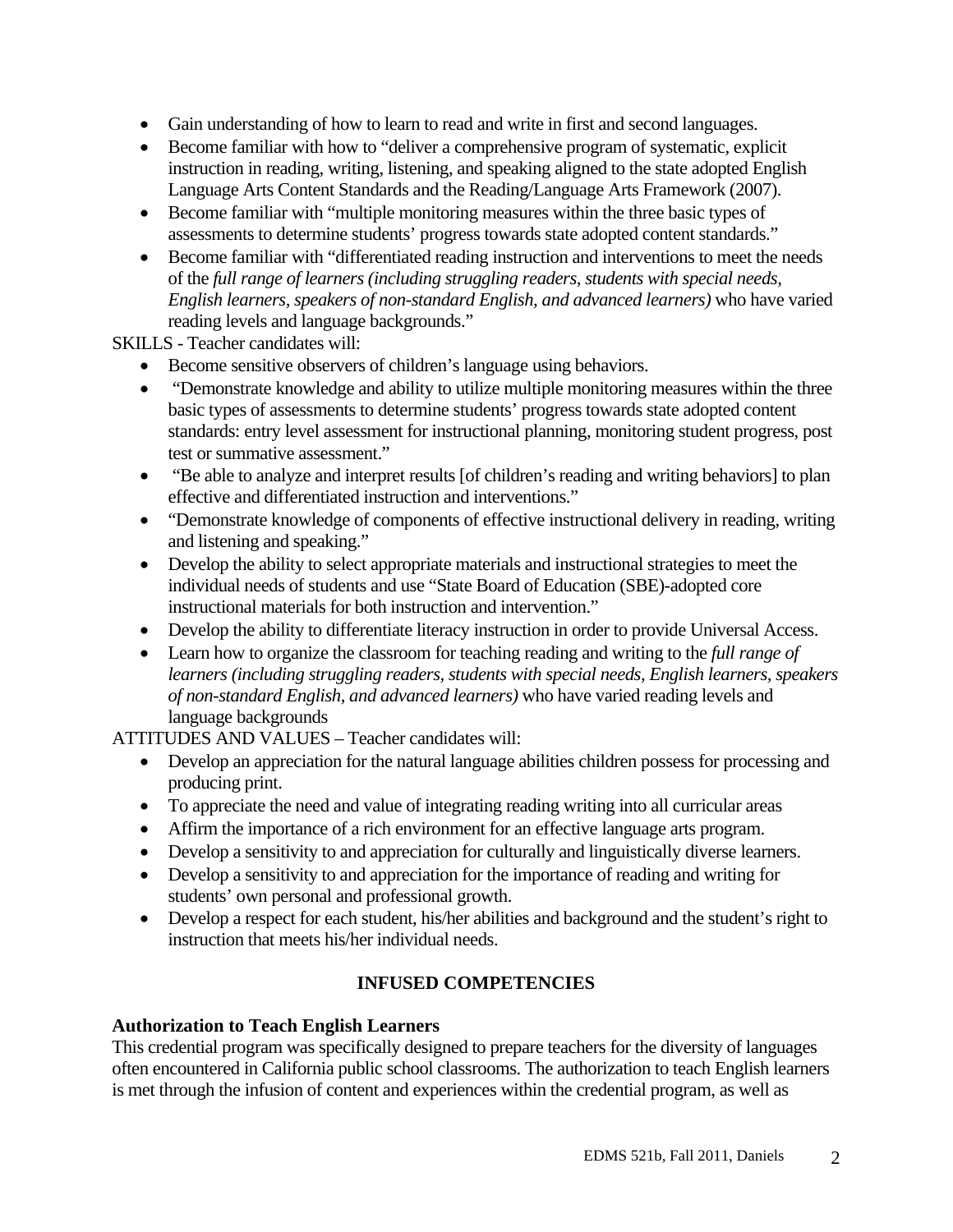- Gain understanding of how to learn to read and write in first and second languages.
- Become familiar with how to "deliver a comprehensive program of systematic, explicit instruction in reading, writing, listening, and speaking aligned to the state adopted English Language Arts Content Standards and the Reading/Language Arts Framework (2007).
- Become familiar with "multiple monitoring measures within the three basic types of assessments to determine students' progress towards state adopted content standards."
- Become familiar with "differentiated reading instruction and interventions to meet the needs of the *full range of learners (including struggling readers, students with special needs, English learners, speakers of non-standard English, and advanced learners)* who have varied reading levels and language backgrounds."

SKILLS - Teacher candidates will:

- Become sensitive observers of children's language using behaviors.
- "Demonstrate knowledge and ability to utilize multiple monitoring measures within the three basic types of assessments to determine students' progress towards state adopted content standards: entry level assessment for instructional planning, monitoring student progress, post test or summative assessment."
- "Be able to analyze and interpret results [of children's reading and writing behaviors] to plan effective and differentiated instruction and interventions."
- "Demonstrate knowledge of components of effective instructional delivery in reading, writing and listening and speaking."
- Develop the ability to select appropriate materials and instructional strategies to meet the individual needs of students and use "State Board of Education (SBE)-adopted core instructional materials for both instruction and intervention."
- Develop the ability to differentiate literacy instruction in order to provide Universal Access.
- Learn how to organize the classroom for teaching reading and writing to the *full range of learners (including struggling readers, students with special needs, English learners, speakers of non-standard English, and advanced learners)* who have varied reading levels and language backgrounds

ATTITUDES AND VALUES – Teacher candidates will:

- Develop an appreciation for the natural language abilities children possess for processing and producing print.
- To appreciate the need and value of integrating reading writing into all curricular areas
- Affirm the importance of a rich environment for an effective language arts program.
- Develop a sensitivity to and appreciation for culturally and linguistically diverse learners.
- Develop a sensitivity to and appreciation for the importance of reading and writing for students' own personal and professional growth.
- Develop a respect for each student, his/her abilities and background and the student's right to instruction that meets his/her individual needs.

## INFUSED COMPETENCIES

### Authorization to Teach English Learners

This credential program was specifically designed to prepare teachers for the diversity of languages often encountered in California public school classrooms. The authorization to teach English learners is met through the infusion of content and experiences within the credential program, as well as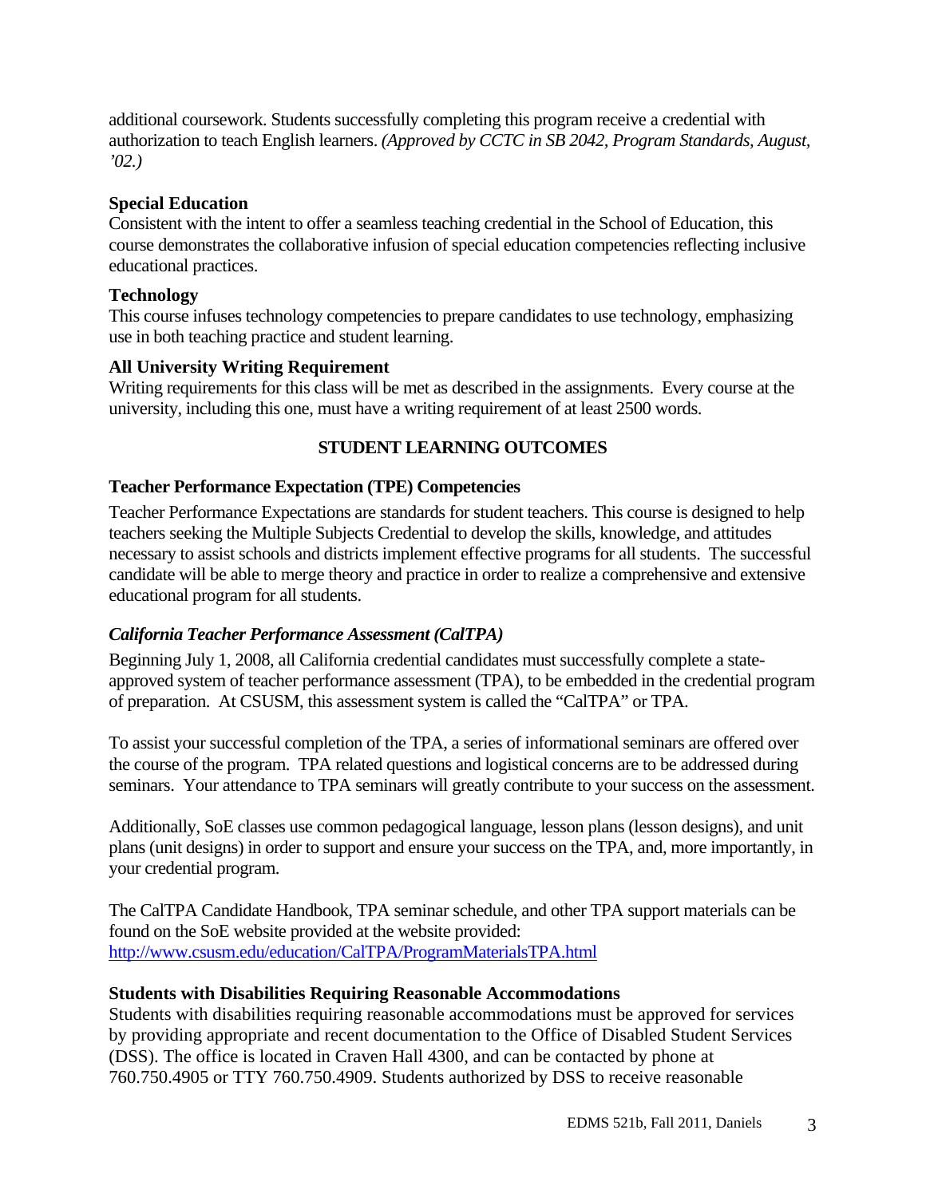additional coursework. Students successfully completing this program receive a credential with authorization to teach English learners. *(Approved by CCTC in SB 2042, Program Standards, August, '02.)*

### Special Education

Consistent with the intent to offer a seamless teaching credential in the School of Education, this course demonstrates the collaborative infusion of special education competencies reflecting inclusive educational practices.

### Technology

This course infuses technology competencies to prepare candidates to use technology, emphasizing use in both teaching practice and student learning.

### All University Writing Requirement

Writing requirements for this class will be met as described in the assignments. Every course at the university, including this one, must have a writing requirement of at least 2500 words.

## STUDENT LEARNING OUTCOMES

### Teacher Performance Expectation (TPE) Competencies

Teacher Performance Expectations are standards for student teachers. This course is designed to help teachers seeking the Multiple Subjects Credential to develop the skills, knowledge, and attitudes necessary to assist schools and districts implement effective programs for all students. The successful candidate will be able to merge theory and practice in order to realize a comprehensive and extensive educational program for all students.

### *California Teacher Performance Assessment (CalTPA)*

Beginning July 1, 2008, all California credential candidates must successfully complete a state-approved system of teacher performance assessment (TPA), to be embedded in the credential program of preparation. At CSUSM, this assessment system is called the "CalTPA" or TPA.

To assist your successful completion of the TPA, a series of informational seminars are offered over the course of the program. TPA related questions and logistical concerns are to be addressed during seminars. Your attendance to TPA seminars will greatly contribute to your success on the assessment.

Additionally, SoE classes use common pedagogical language, lesson plans (lesson designs), and unit plans (unit designs) in order to support and ensure your success on the TPA, and, more importantly, in your credential program.

The CalTPA Candidate Handbook, TPA seminar schedule, and other TPA support materials can be found on the SoE website provided at the website provided: http://www.csusm.edu/education/CalTPA/ProgramMaterialsTPA.html

### Students with Disabilities Requiring Reasonable Accommodations

Students with disabilities requiring reasonable accommodations must be approved for services by providing appropriate and recent documentation to the Office of Disabled Student Services (DSS). The office is located in Craven Hall 4300, and can be contacted by phone at 760.750.4905 or TTY 760.750.4909. Students authorized by DSS to receive reasonable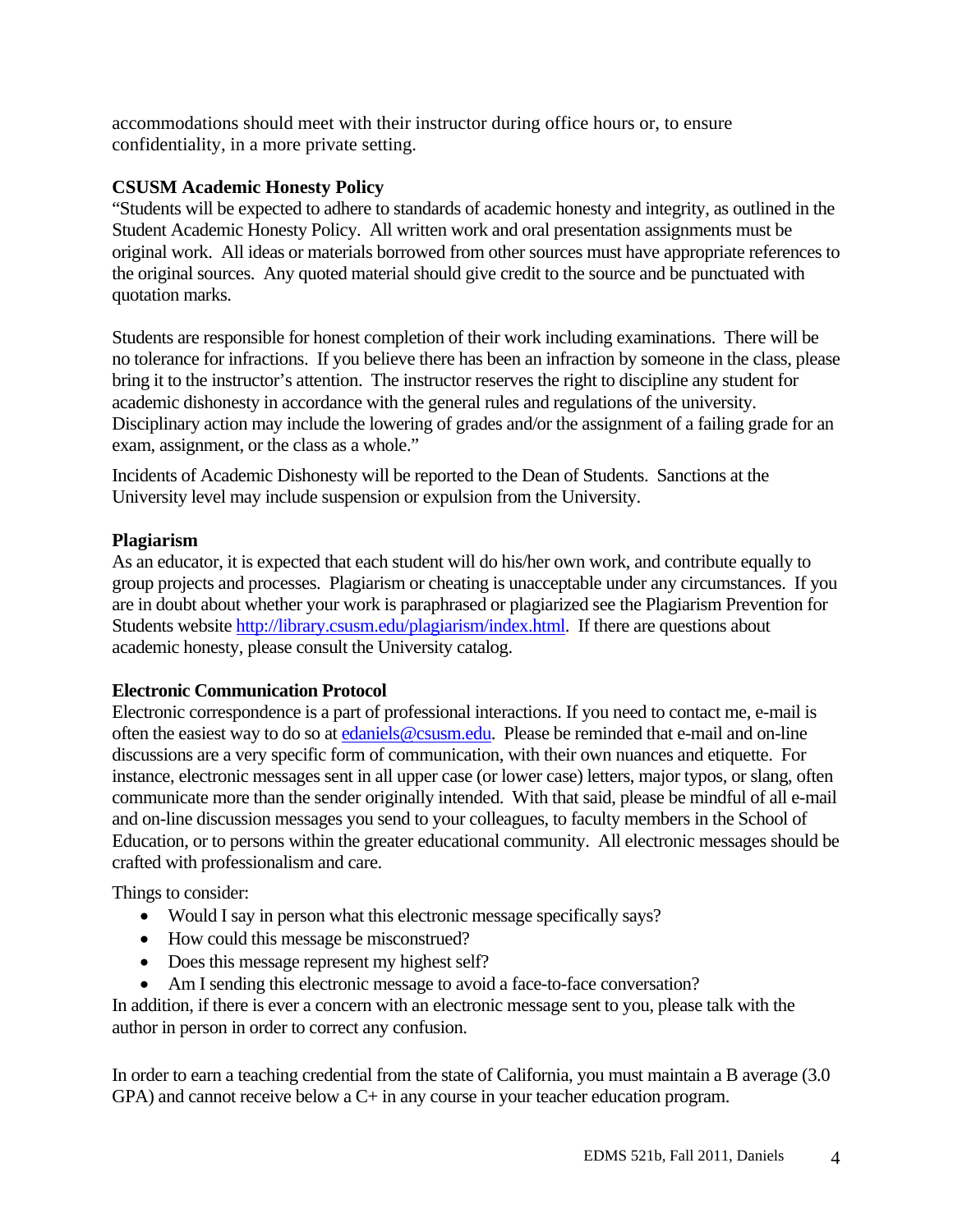accommodations should meet with their instructor during office hours or, to ensure confidentiality, in a more private setting.

### CSUSM Academic Honesty Policy

"Students will be expected to adhere to standards of academic honesty and integrity, as outlined in the Student Academic Honesty Policy. All written work and oral presentation assignments must be original work. All ideas or materials borrowed from other sources must have appropriate references to the original sources. Any quoted material should give credit to the source and be punctuated with quotation marks.

Students are responsible for honest completion of their work including examinations. There will be no tolerance for infractions. If you believe there has been an infraction by someone in the class, please bring it to the instructor's attention. The instructor reserves the right to discipline any student for academic dishonesty in accordance with the general rules and regulations of the university. Disciplinary action may include the lowering of grades and/or the assignment of a failing grade for an exam, assignment, or the class as a whole."

Incidents of Academic Dishonesty will be reported to the Dean of Students. Sanctions at the University level may include suspension or expulsion from the University.

### Plagiarism

As an educator, it is expected that each student will do his/her own work, and contribute equally to group projects and processes. Plagiarism or cheating is unacceptable under any circumstances. If you are in doubt about whether your work is paraphrased or plagiarized see the Plagiarism Prevention for Students website http://library.csusm.edu/plagiarism/index.html. If there are questions about academic honesty, please consult the University catalog.

### Electronic Communication Protocol

Electronic correspondence is a part of professional interactions. If you need to contact me, e-mail is often the easiest way to do so at edaniels@csusm.edu. Please be reminded that e-mail and on-line discussions are a very specific form of communication, with their own nuances and etiquette. For instance, electronic messages sent in all upper case (or lower case) letters, major typos, or slang, often communicate more than the sender originally intended. With that said, please be mindful of all e-mail and on-line discussion messages you send to your colleagues, to faculty members in the School of Education, or to persons within the greater educational community. All electronic messages should be crafted with professionalism and care.

Things to consider:

- Would I say in person what this electronic message specifically says?
- How could this message be misconstrued?
- Does this message represent my highest self?
- Am I sending this electronic message to avoid a face-to-face conversation?

In addition, if there is ever a concern with an electronic message sent to you, please talk with the author in person in order to correct any confusion.

In order to earn a teaching credential from the state of California, you must maintain a B average (3.0 GPA) and cannot receive below a C+ in any course in your teacher education program.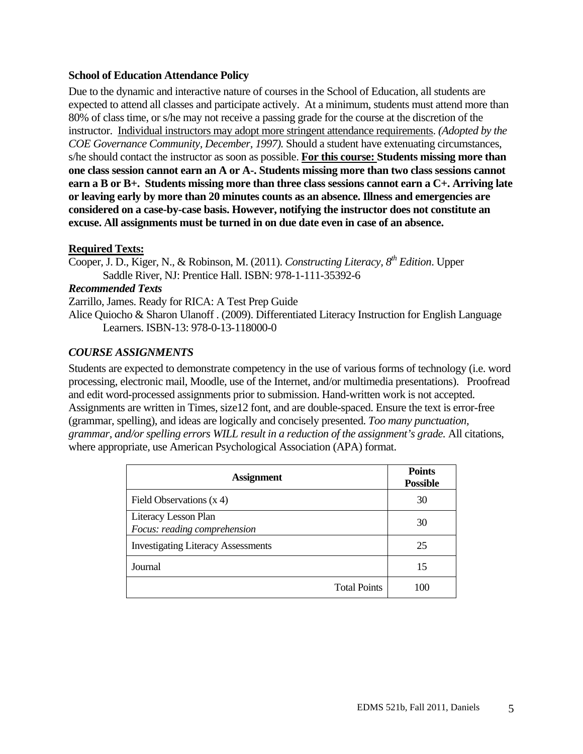**School of Education Attendance Policy**

Due to the dynamic and interactive nature of courses in the School of Education, all students are expected to attend all classes and participate actively. At a minimum, students must attend more than 80% of class time, or s/he may not receive a passing grade for the course at the discretion of the instructor. Individual instructors may adopt more stringent attendance requirements. *(Adopted by the COE Governance Community, December, 1997).* Should a student have extenuating circumstances, s/he should contact the instructor as soon as possible. **For this course: Students missing more than one class session cannot earn an A or A-. Students missing more than two class sessions cannot earn a B or B+. Students missing more than three class sessions cannot earn a C+. Arriving late or leaving early by more than 20 minutes counts as an absence. Illness and emergencies are considered on a case-by-case basis. However, notifying the instructor does not constitute an excuse. All assignments must be turned in on due date even in case of an absence.**

**Required Texts:**

Cooper, J. D., Kiger, N., & Robinson, M. (2011). *Constructing Literacy, 8th Edition*. Upper Saddle River, NJ: Prentice Hall. ISBN: 978-1-111-35392-6

***Recommended Texts***

Zarrillo, James. Ready for RICA: A Test Prep Guide

Alice Quiocho & Sharon Ulanoff . (2009). Differentiated Literacy Instruction for English Language Learners. ISBN-13: 978-0-13-118000-0

### *COURSE ASSIGNMENTS*

Students are expected to demonstrate competency in the use of various forms of technology (i.e. word processing, electronic mail, Moodle, use of the Internet, and/or multimedia presentations). Proofread and edit word-processed assignments prior to submission. Hand-written work is not accepted. Assignments are written in Times, size12 font, and are double-spaced. Ensure the text is error-free (grammar, spelling), and ideas are logically and concisely presented. *Too many punctuation, grammar, and/or spelling errors WILL result in a reduction of the assignment's grade.* All citations, where appropriate, use American Psychological Association (APA) format.

| Assignment | Points Possible |
|---|---|
| Field Observations (x 4) | 30 |
| Literacy Lesson Plan *Focus: reading comprehension* | 30 |
| Investigating Literacy Assessments | 25 |
| Journal | 15 |
| Total Points | 100 |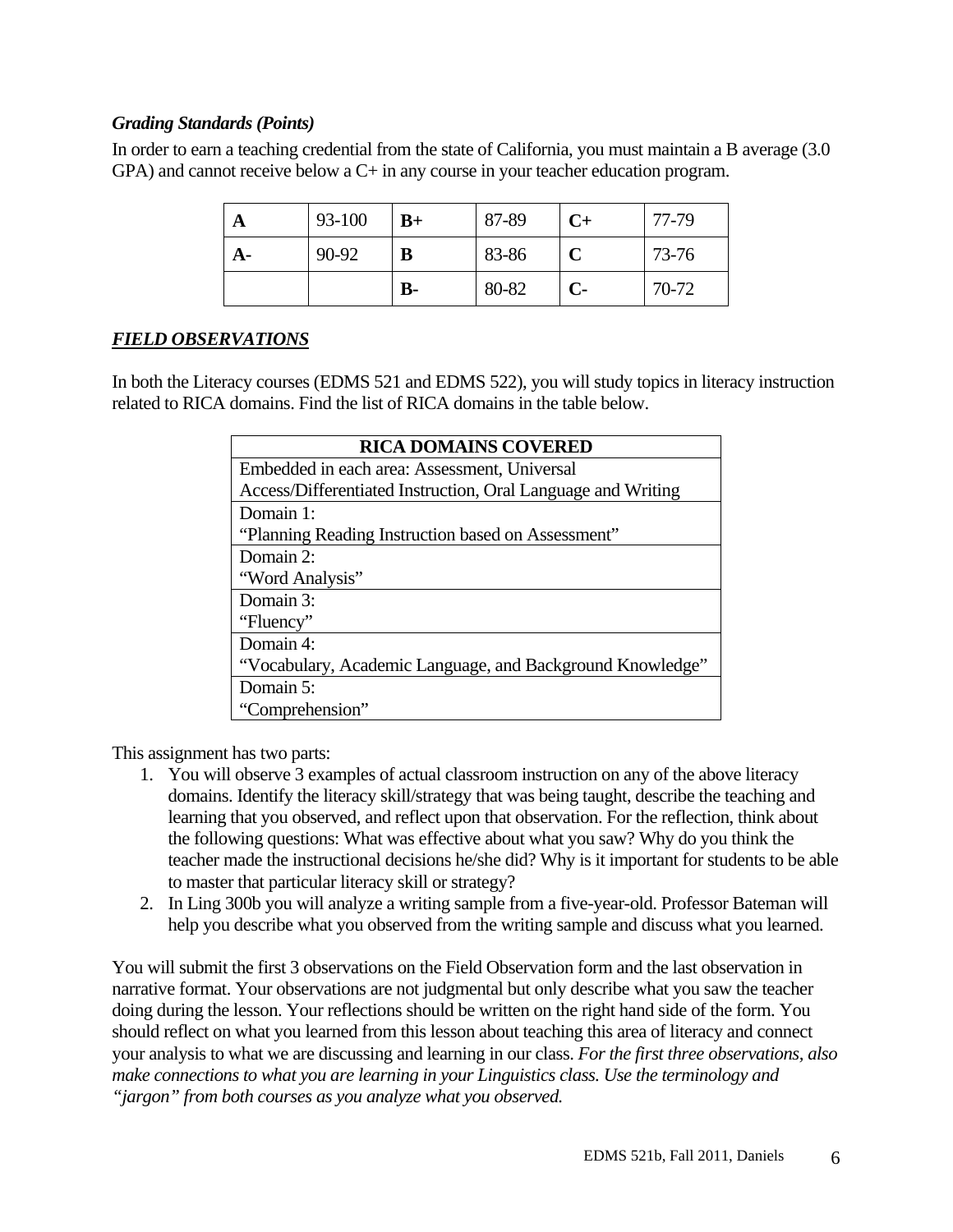### *Grading Standards (Points)*

In order to earn a teaching credential from the state of California, you must maintain a B average (3.0 GPA) and cannot receive below a C+ in any course in your teacher education program.

| **A** | 93-100 | **B+** | 87-89 | **C+** | 77-79 |
|---|---|---|---|---|---|
| **A-** | 90-92 | **B** | 83-86 | **C** | 73-76 |
| | | **B-** | 80-82 | **C-** | 70-72 |

## ***FIELD OBSERVATIONS***

In both the Literacy courses (EDMS 521 and EDMS 522), you will study topics in literacy instruction related to RICA domains. Find the list of RICA domains in the table below.

| **RICA DOMAINS COVERED** |
|---|
| Embedded in each area: Assessment, Universal Access/Differentiated Instruction, Oral Language and Writing |
| Domain 1: "Planning Reading Instruction based on Assessment" |
| Domain 2: "Word Analysis" |
| Domain 3: "Fluency" |
| Domain 4: "Vocabulary, Academic Language, and Background Knowledge" |
| Domain 5: "Comprehension" |

This assignment has two parts:

1. You will observe 3 examples of actual classroom instruction on any of the above literacy domains. Identify the literacy skill/strategy that was being taught, describe the teaching and learning that you observed, and reflect upon that observation. For the reflection, think about the following questions: What was effective about what you saw? Why do you think the teacher made the instructional decisions he/she did? Why is it important for students to be able to master that particular literacy skill or strategy?
2. In Ling 300b you will analyze a writing sample from a five-year-old. Professor Bateman will help you describe what you observed from the writing sample and discuss what you learned.

You will submit the first 3 observations on the Field Observation form and the last observation in narrative format. Your observations are not judgmental but only describe what you saw the teacher doing during the lesson. Your reflections should be written on the right hand side of the form. You should reflect on what you learned from this lesson about teaching this area of literacy and connect your analysis to what we are discussing and learning in our class. *For the first three observations, also make connections to what you are learning in your Linguistics class. Use the terminology and "jargon" from both courses as you analyze what you observed.*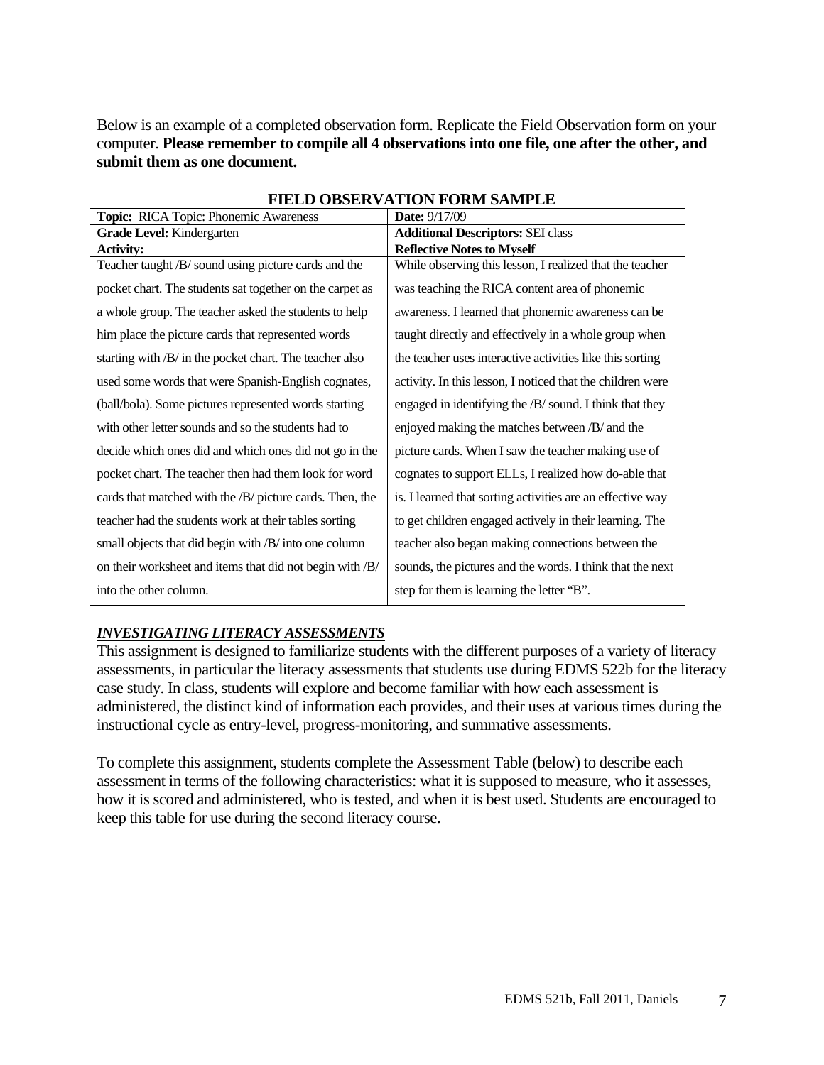Below is an example of a completed observation form. Replicate the Field Observation form on your computer. **Please remember to compile all 4 observations into one file, one after the other, and submit them as one document.**

**FIELD OBSERVATION FORM SAMPLE**

| **Topic:** RICA Topic: Phonemic Awareness | **Date:** 9/17/09 |
|---|---|
| **Grade Level:** Kindergarten | **Additional Descriptors:** SEI class |
| **Activity:** | **Reflective Notes to Myself** |
| Teacher taught /B/ sound using picture cards and the pocket chart. The students sat together on the carpet as a whole group. The teacher asked the students to help him place the picture cards that represented words starting with /B/ in the pocket chart. The teacher also used some words that were Spanish-English cognates, (ball/bola). Some pictures represented words starting with other letter sounds and so the students had to decide which ones did and which ones did not go in the pocket chart. The teacher then had them look for word cards that matched with the /B/ picture cards. Then, the teacher had the students work at their tables sorting small objects that did begin with /B/ into one column on their worksheet and items that did not begin with /B/ into the other column. | While observing this lesson, I realized that the teacher was teaching the RICA content area of phonemic awareness. I learned that phonemic awareness can be taught directly and effectively in a whole group when the teacher uses interactive activities like this sorting activity. In this lesson, I noticed that the children were engaged in identifying the /B/ sound. I think that they enjoyed making the matches between /B/ and the picture cards. When I saw the teacher making use of cognates to support ELLs, I realized how do-able that is. I learned that sorting activities are an effective way to get children engaged actively in their learning. The teacher also began making connections between the sounds, the pictures and the words. I think that the next step for them is learning the letter "B". |

***INVESTIGATING LITERACY ASSESSMENTS***

This assignment is designed to familiarize students with the different purposes of a variety of literacy assessments, in particular the literacy assessments that students use during EDMS 522b for the literacy case study. In class, students will explore and become familiar with how each assessment is administered, the distinct kind of information each provides, and their uses at various times during the instructional cycle as entry-level, progress-monitoring, and summative assessments.

To complete this assignment, students complete the Assessment Table (below) to describe each assessment in terms of the following characteristics: what it is supposed to measure, who it assesses, how it is scored and administered, who is tested, and when it is best used. Students are encouraged to keep this table for use during the second literacy course.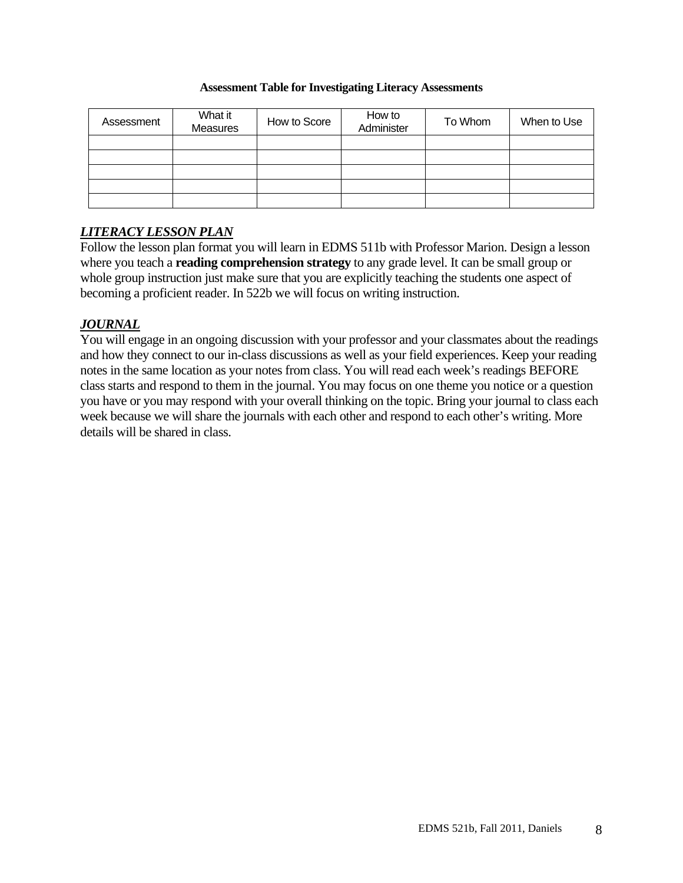**Assessment Table for Investigating Literacy Assessments**

| Assessment | What it Measures | How to Score | How to Administer | To Whom | When to Use |
|---|---|---|---|---|---|
| | | | | | |
| | | | | | |
| | | | | | |
| | | | | | |
| | | | | | |

### ***LITERACY LESSON PLAN***

Follow the lesson plan format you will learn in EDMS 511b with Professor Marion. Design a lesson where you teach a **reading comprehension strategy** to any grade level. It can be small group or whole group instruction just make sure that you are explicitly teaching the students one aspect of becoming a proficient reader. In 522b we will focus on writing instruction.

### ***JOURNAL***

You will engage in an ongoing discussion with your professor and your classmates about the readings and how they connect to our in-class discussions as well as your field experiences. Keep your reading notes in the same location as your notes from class. You will read each week's readings BEFORE class starts and respond to them in the journal. You may focus on one theme you notice or a question you have or you may respond with your overall thinking on the topic. Bring your journal to class each week because we will share the journals with each other and respond to each other's writing. More details will be shared in class.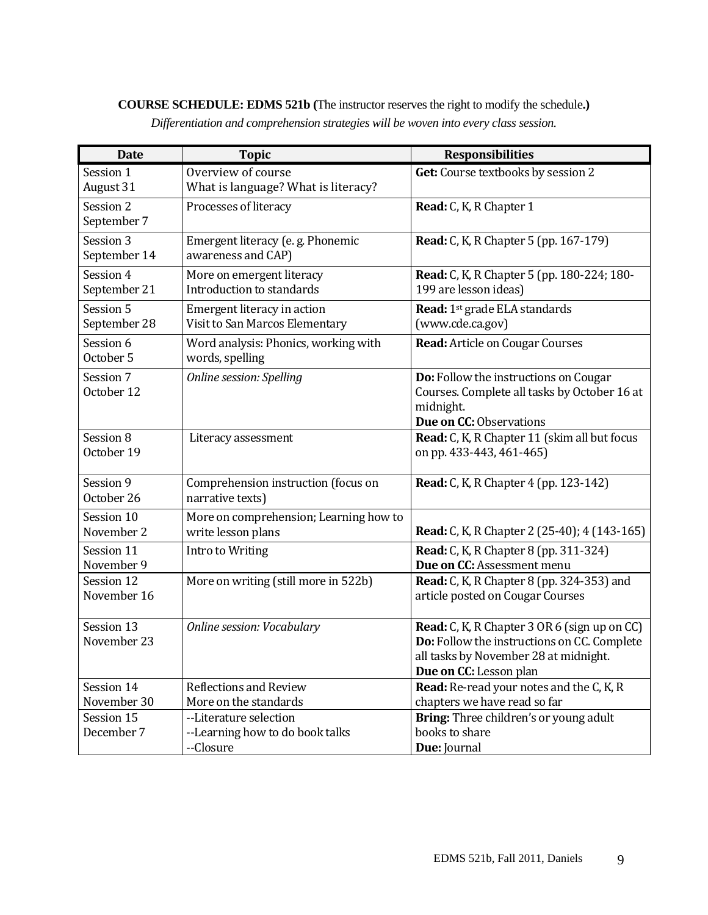**COURSE SCHEDULE: EDMS 521b (**The instructor reserves the right to modify the schedule**.)**

*Differentiation and comprehension strategies will be woven into every class session.*

| Date | Topic | Responsibilities |
|---|---|---|
| Session 1<br>August 31 | Overview of course<br>What is language? What is literacy? | **Get:** Course textbooks by session 2 |
| Session 2<br>September 7 | Processes of literacy | **Read:** C, K, R Chapter 1 |
| Session 3<br>September 14 | Emergent literacy (e. g. Phonemic awareness and CAP) | **Read:** C, K, R Chapter 5 (pp. 167-179) |
| Session 4<br>September 21 | More on emergent literacy<br>Introduction to standards | **Read:** C, K, R Chapter 5 (pp. 180-224; 180-199 are lesson ideas) |
| Session 5<br>September 28 | Emergent literacy in action<br>Visit to San Marcos Elementary | **Read:** 1st grade ELA standards (www.cde.ca.gov) |
| Session 6<br>October 5 | Word analysis: Phonics, working with words, spelling | **Read:** Article on Cougar Courses |
| Session 7<br>October 12 | *Online session: Spelling* | **Do:** Follow the instructions on Cougar Courses. Complete all tasks by October 16 at midnight.<br>**Due on CC:** Observations |
| Session 8<br>October 19 | Literacy assessment | **Read:** C, K, R Chapter 11 (skim all but focus on pp. 433-443, 461-465) |
| Session 9<br>October 26 | Comprehension instruction (focus on narrative texts) | **Read:** C, K, R Chapter 4 (pp. 123-142) |
| Session 10<br>November 2 | More on comprehension; Learning how to write lesson plans | **Read:** C, K, R Chapter 2 (25-40); 4 (143-165) |
| Session 11<br>November 9 | Intro to Writing | **Read:** C, K, R Chapter 8 (pp. 311-324)<br>**Due on CC:** Assessment menu |
| Session 12<br>November 16 | More on writing (still more in 522b) | **Read:** C, K, R Chapter 8 (pp. 324-353) and article posted on Cougar Courses |
| Session 13<br>November 23 | *Online session: Vocabulary* | **Read:** C, K, R Chapter 3 OR 6 (sign up on CC)<br>**Do:** Follow the instructions on CC. Complete all tasks by November 28 at midnight.<br>**Due on CC:** Lesson plan |
| Session 14<br>November 30 | Reflections and Review<br>More on the standards | **Read:** Re-read your notes and the C, K, R chapters we have read so far |
| Session 15<br>December 7 | --Literature selection<br>--Learning how to do book talks<br>--Closure | **Bring:** Three children's or young adult books to share<br>**Due:** Journal |